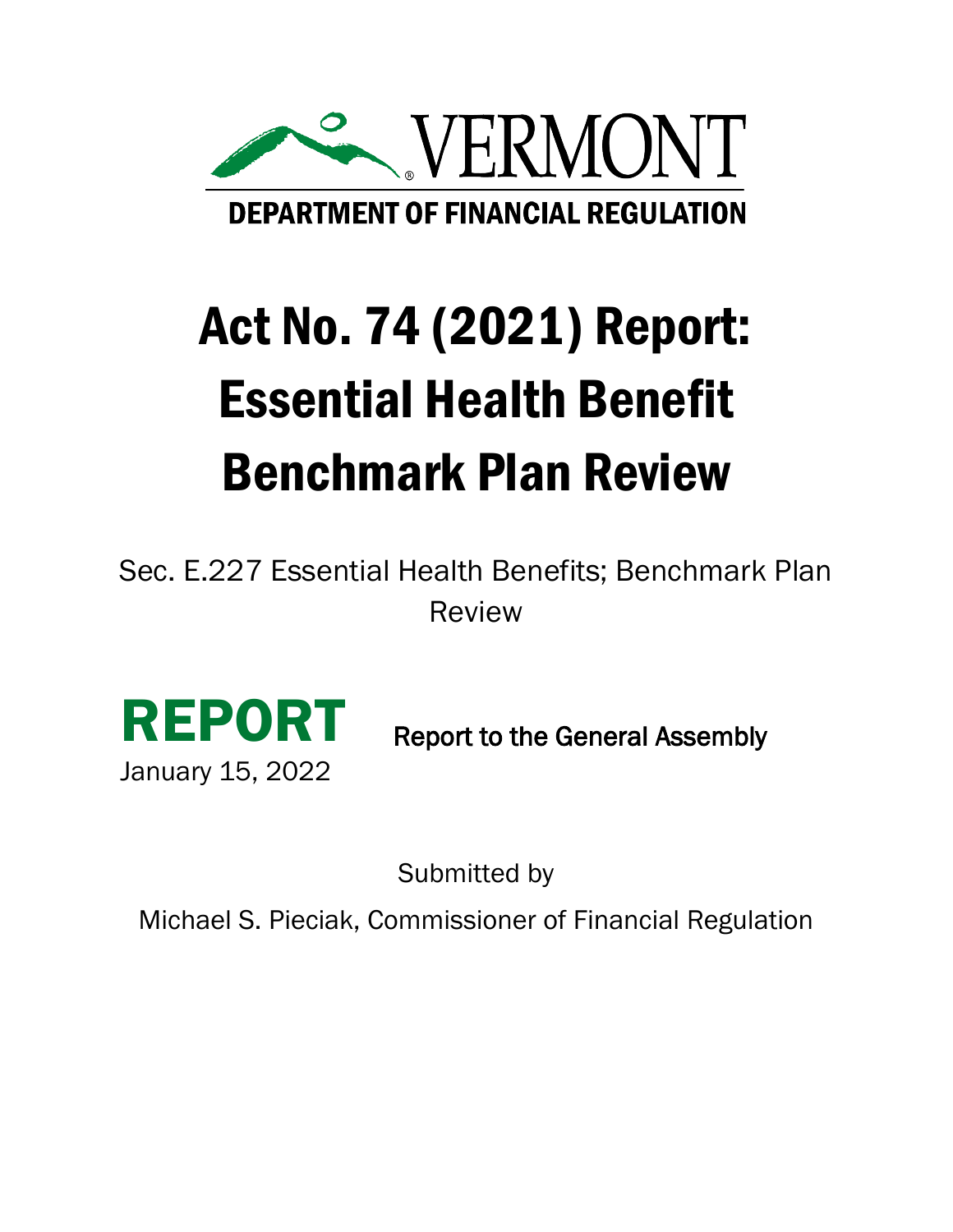VERMONT

DEPARTMENT OF FINANCIAL REGULATION

# Act No. 74 (2021) Report: Essential Health Benefit Benchmark Plan Review

Sec. E.227 Essential Health Benefits; Benchmark Plan Review

**REPORT**

January 15, 2022

Report to the General Assembly

Submitted by

Michael S. Pieciak, Commissioner of Financial Regulation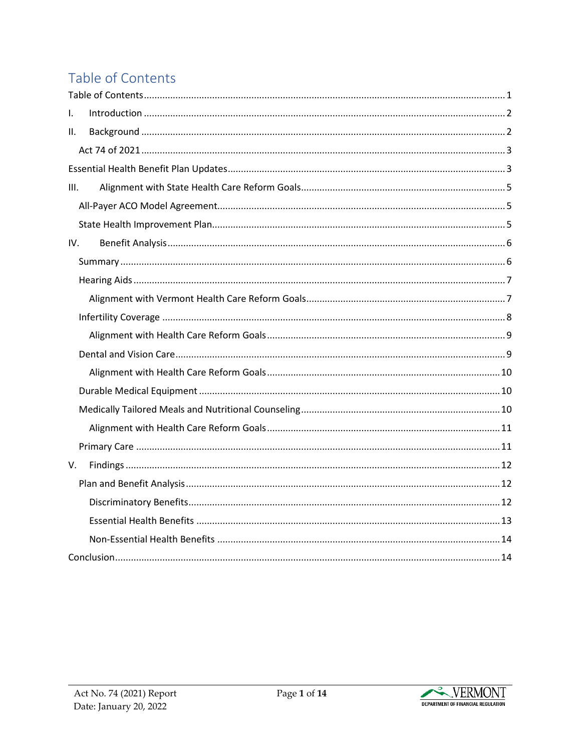# Table of Contents

Table of Contents .......... 1

I. Introduction .......... 2

II. Background .......... 2

- Act 74 of 2021 .......... 3

Essential Health Benefit Plan Updates .......... 3

III. Alignment with State Health Care Reform Goals .......... 5

- All-Payer ACO Model Agreement .......... 5
- State Health Improvement Plan .......... 5

IV. Benefit Analysis .......... 6

- Summary .......... 6
- Hearing Aids .......... 7
  - Alignment with Vermont Health Care Reform Goals .......... 7
- Infertility Coverage .......... 8
  - Alignment with Health Care Reform Goals .......... 9
- Dental and Vision Care .......... 9
  - Alignment with Health Care Reform Goals .......... 10
- Durable Medical Equipment .......... 10
- Medically Tailored Meals and Nutritional Counseling .......... 10
  - Alignment with Health Care Reform Goals .......... 11
- Primary Care .......... 11

V. Findings .......... 12

- Plan and Benefit Analysis .......... 12
  - Discriminatory Benefits .......... 12
  - Essential Health Benefits .......... 13
  - Non-Essential Health Benefits .......... 14

Conclusion .......... 14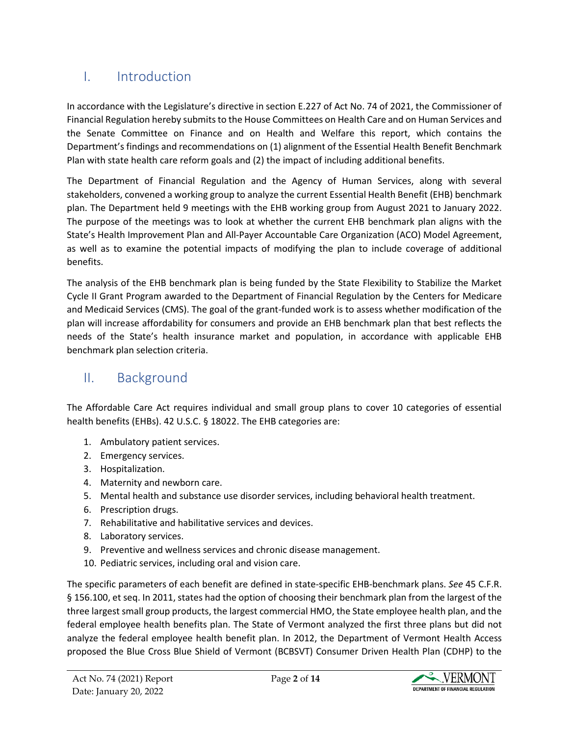## I. Introduction

In accordance with the Legislature's directive in section E.227 of Act No. 74 of 2021, the Commissioner of Financial Regulation hereby submits to the House Committees on Health Care and on Human Services and the Senate Committee on Finance and on Health and Welfare this report, which contains the Department's findings and recommendations on (1) alignment of the Essential Health Benefit Benchmark Plan with state health care reform goals and (2) the impact of including additional benefits.

The Department of Financial Regulation and the Agency of Human Services, along with several stakeholders, convened a working group to analyze the current Essential Health Benefit (EHB) benchmark plan. The Department held 9 meetings with the EHB working group from August 2021 to January 2022. The purpose of the meetings was to look at whether the current EHB benchmark plan aligns with the State's Health Improvement Plan and All-Payer Accountable Care Organization (ACO) Model Agreement, as well as to examine the potential impacts of modifying the plan to include coverage of additional benefits.

The analysis of the EHB benchmark plan is being funded by the State Flexibility to Stabilize the Market Cycle II Grant Program awarded to the Department of Financial Regulation by the Centers for Medicare and Medicaid Services (CMS). The goal of the grant-funded work is to assess whether modification of the plan will increase affordability for consumers and provide an EHB benchmark plan that best reflects the needs of the State's health insurance market and population, in accordance with applicable EHB benchmark plan selection criteria.

## II. Background

The Affordable Care Act requires individual and small group plans to cover 10 categories of essential health benefits (EHBs). 42 U.S.C. § 18022. The EHB categories are:

1. Ambulatory patient services.
2. Emergency services.
3. Hospitalization.
4. Maternity and newborn care.
5. Mental health and substance use disorder services, including behavioral health treatment.
6. Prescription drugs.
7. Rehabilitative and habilitative services and devices.
8. Laboratory services.
9. Preventive and wellness services and chronic disease management.
10. Pediatric services, including oral and vision care.

The specific parameters of each benefit are defined in state-specific EHB-benchmark plans. *See* 45 C.F.R. § 156.100, et seq. In 2011, states had the option of choosing their benchmark plan from the largest of the three largest small group products, the largest commercial HMO, the State employee health plan, and the federal employee health benefits plan. The State of Vermont analyzed the first three plans but did not analyze the federal employee health benefit plan. In 2012, the Department of Vermont Health Access proposed the Blue Cross Blue Shield of Vermont (BCBSVT) Consumer Driven Health Plan (CDHP) to the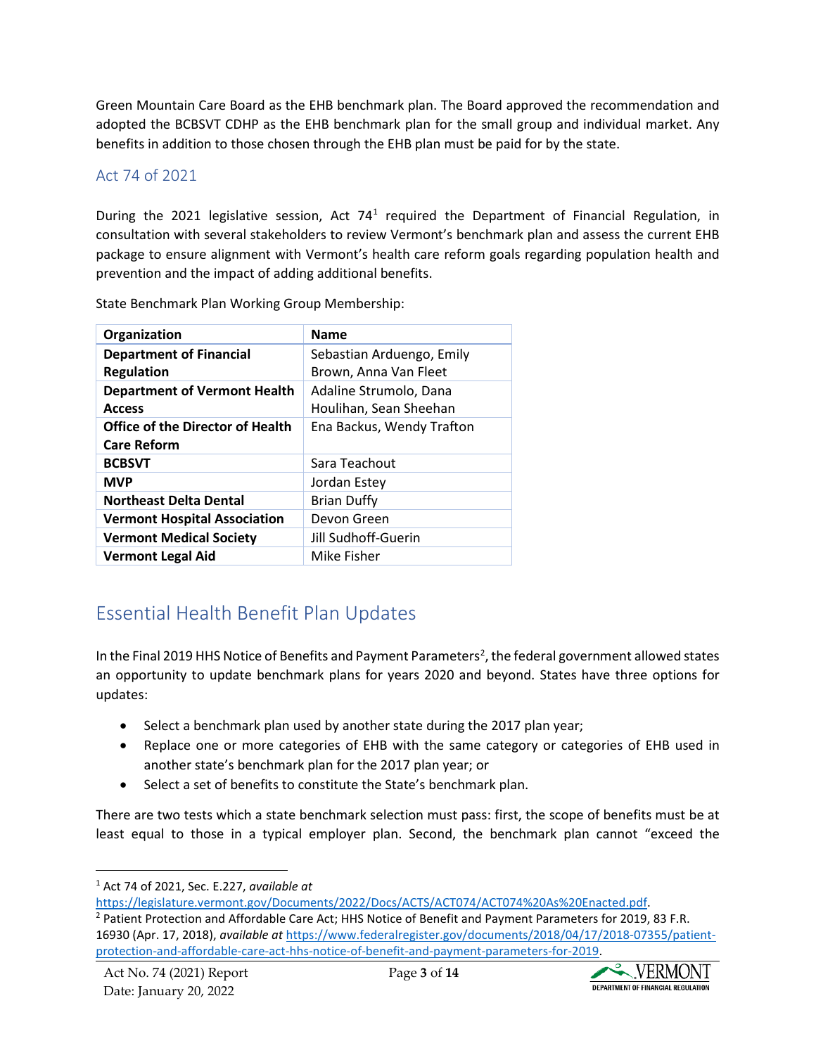Green Mountain Care Board as the EHB benchmark plan. The Board approved the recommendation and adopted the BCBSVT CDHP as the EHB benchmark plan for the small group and individual market. Any benefits in addition to those chosen through the EHB plan must be paid for by the state.

### Act 74 of 2021

During the 2021 legislative session, Act 74[1] required the Department of Financial Regulation, in consultation with several stakeholders to review Vermont's benchmark plan and assess the current EHB package to ensure alignment with Vermont's health care reform goals regarding population health and prevention and the impact of adding additional benefits.

State Benchmark Plan Working Group Membership:

| Organization | Name |
|---|---|
| **Department of Financial Regulation** | Sebastian Arduengo, Emily Brown, Anna Van Fleet |
| **Department of Vermont Health Access** | Adaline Strumolo, Dana Houlihan, Sean Sheehan |
| **Office of the Director of Health Care Reform** | Ena Backus, Wendy Trafton |
| **BCBSVT** | Sara Teachout |
| **MVP** | Jordan Estey |
| **Northeast Delta Dental** | Brian Duffy |
| **Vermont Hospital Association** | Devon Green |
| **Vermont Medical Society** | Jill Sudhoff-Guerin |
| **Vermont Legal Aid** | Mike Fisher |

## Essential Health Benefit Plan Updates

In the Final 2019 HHS Notice of Benefits and Payment Parameters[2], the federal government allowed states an opportunity to update benchmark plans for years 2020 and beyond. States have three options for updates:

- Select a benchmark plan used by another state during the 2017 plan year;
- Replace one or more categories of EHB with the same category or categories of EHB used in another state's benchmark plan for the 2017 plan year; or
- Select a set of benefits to constitute the State's benchmark plan.

There are two tests which a state benchmark selection must pass: first, the scope of benefits must be at least equal to those in a typical employer plan. Second, the benchmark plan cannot "exceed the

---

[1] Act 74 of 2021, Sec. E.227, *available at* https://legislature.vermont.gov/Documents/2022/Docs/ACTS/ACT074/ACT074%20As%20Enacted.pdf.

[2] Patient Protection and Affordable Care Act; HHS Notice of Benefit and Payment Parameters for 2019, 83 F.R. 16930 (Apr. 17, 2018), *available at* https://www.federalregister.gov/documents/2018/04/17/2018-07355/patient-protection-and-affordable-care-act-hhs-notice-of-benefit-and-payment-parameters-for-2019.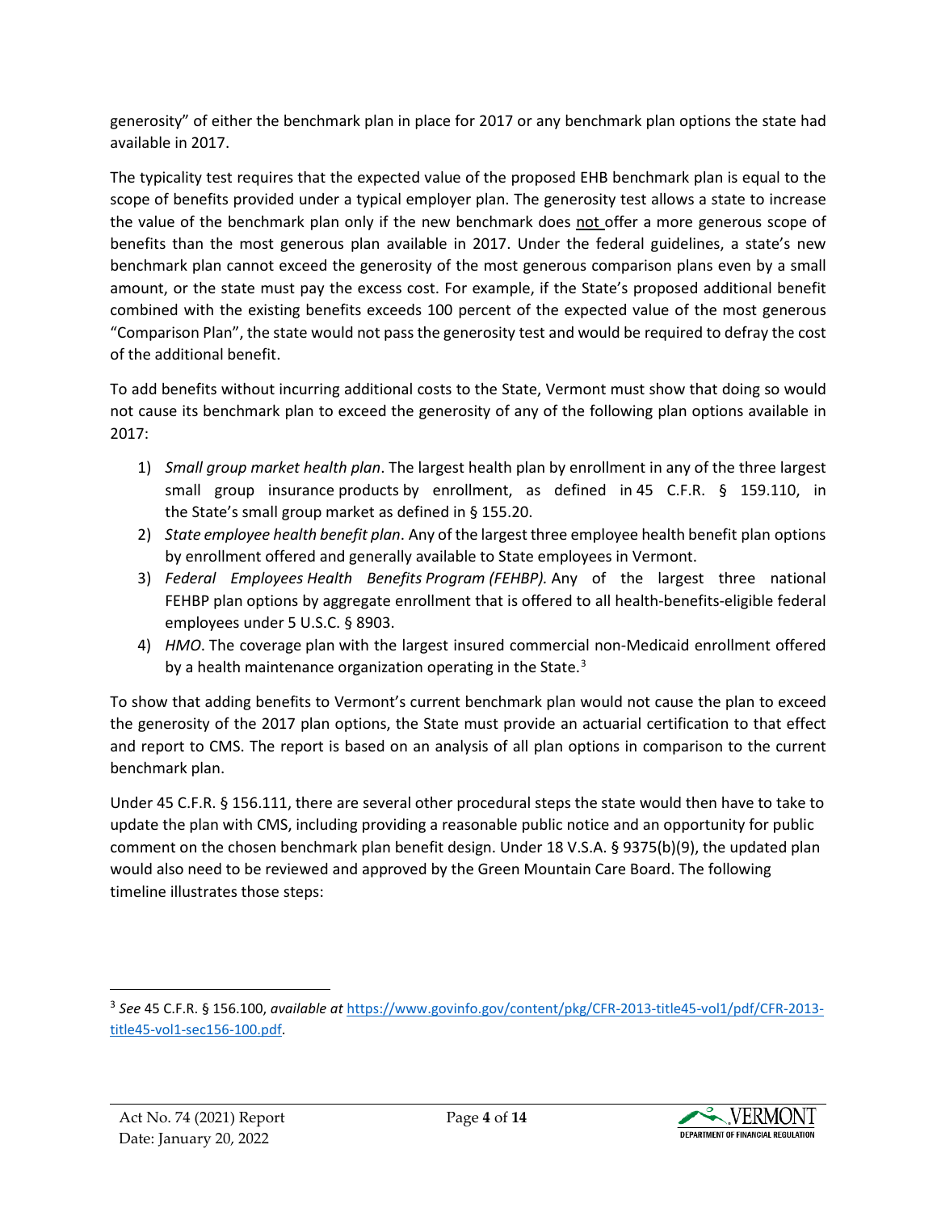generosity" of either the benchmark plan in place for 2017 or any benchmark plan options the state had available in 2017.

The typicality test requires that the expected value of the proposed EHB benchmark plan is equal to the scope of benefits provided under a typical employer plan. The generosity test allows a state to increase the value of the benchmark plan only if the new benchmark does not offer a more generous scope of benefits than the most generous plan available in 2017. Under the federal guidelines, a state's new benchmark plan cannot exceed the generosity of the most generous comparison plans even by a small amount, or the state must pay the excess cost. For example, if the State's proposed additional benefit combined with the existing benefits exceeds 100 percent of the expected value of the most generous "Comparison Plan", the state would not pass the generosity test and would be required to defray the cost of the additional benefit.

To add benefits without incurring additional costs to the State, Vermont must show that doing so would not cause its benchmark plan to exceed the generosity of any of the following plan options available in 2017:

1) *Small group market health plan*. The largest health plan by enrollment in any of the three largest small group insurance products by enrollment, as defined in 45 C.F.R. § 159.110, in the State's small group market as defined in § 155.20.
2) *State employee health benefit plan*. Any of the largest three employee health benefit plan options by enrollment offered and generally available to State employees in Vermont.
3) *Federal Employees Health Benefits Program (FEHBP)*. Any of the largest three national FEHBP plan options by aggregate enrollment that is offered to all health-benefits-eligible federal employees under 5 U.S.C. § 8903.
4) *HMO*. The coverage plan with the largest insured commercial non-Medicaid enrollment offered by a health maintenance organization operating in the State.[3]

To show that adding benefits to Vermont's current benchmark plan would not cause the plan to exceed the generosity of the 2017 plan options, the State must provide an actuarial certification to that effect and report to CMS. The report is based on an analysis of all plan options in comparison to the current benchmark plan.

Under 45 C.F.R. § 156.111, there are several other procedural steps the state would then have to take to update the plan with CMS, including providing a reasonable public notice and an opportunity for public comment on the chosen benchmark plan benefit design. Under 18 V.S.A. § 9375(b)(9), the updated plan would also need to be reviewed and approved by the Green Mountain Care Board. The following timeline illustrates those steps:

---

[3] *See* 45 C.F.R. § 156.100, *available at* https://www.govinfo.gov/content/pkg/CFR-2013-title45-vol1/pdf/CFR-2013-title45-vol1-sec156-100.pdf.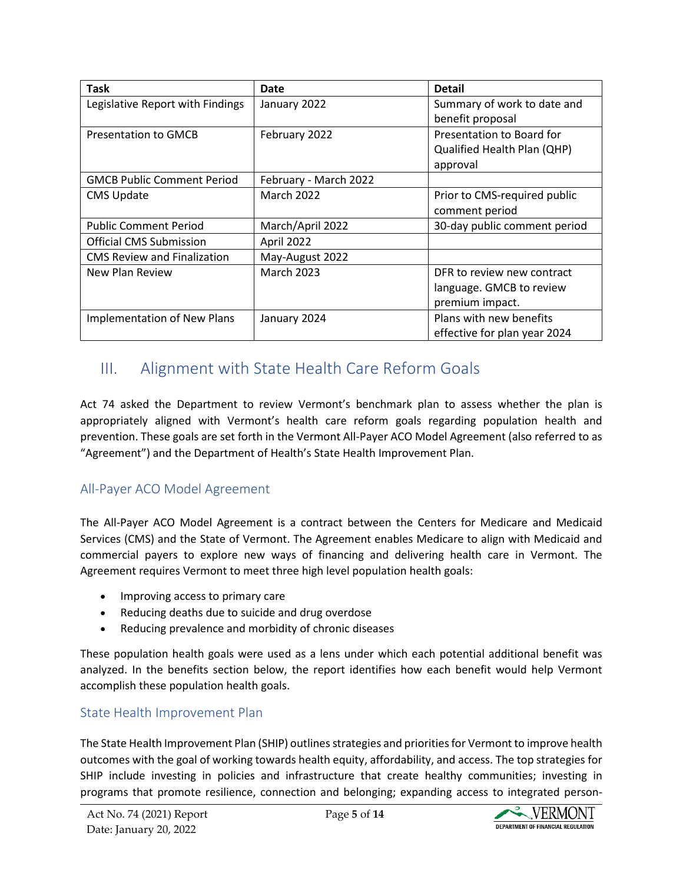| Task | Date | Detail |
| --- | --- | --- |
| Legislative Report with Findings | January 2022 | Summary of work to date and benefit proposal |
| Presentation to GMCB | February 2022 | Presentation to Board for Qualified Health Plan (QHP) approval |
| GMCB Public Comment Period | February - March 2022 | |
| CMS Update | March 2022 | Prior to CMS-required public comment period |
| Public Comment Period | March/April 2022 | 30-day public comment period |
| Official CMS Submission | April 2022 | |
| CMS Review and Finalization | May-August 2022 | |
| New Plan Review | March 2023 | DFR to review new contract language. GMCB to review premium impact. |
| Implementation of New Plans | January 2024 | Plans with new benefits effective for plan year 2024 |

# III. Alignment with State Health Care Reform Goals

Act 74 asked the Department to review Vermont's benchmark plan to assess whether the plan is appropriately aligned with Vermont's health care reform goals regarding population health and prevention. These goals are set forth in the Vermont All-Payer ACO Model Agreement (also referred to as "Agreement") and the Department of Health's State Health Improvement Plan.

## All-Payer ACO Model Agreement

The All-Payer ACO Model Agreement is a contract between the Centers for Medicare and Medicaid Services (CMS) and the State of Vermont. The Agreement enables Medicare to align with Medicaid and commercial payers to explore new ways of financing and delivering health care in Vermont. The Agreement requires Vermont to meet three high level population health goals:

- Improving access to primary care
- Reducing deaths due to suicide and drug overdose
- Reducing prevalence and morbidity of chronic diseases

These population health goals were used as a lens under which each potential additional benefit was analyzed. In the benefits section below, the report identifies how each benefit would help Vermont accomplish these population health goals.

## State Health Improvement Plan

The State Health Improvement Plan (SHIP) outlines strategies and priorities for Vermont to improve health outcomes with the goal of working towards health equity, affordability, and access. The top strategies for SHIP include investing in policies and infrastructure that create healthy communities; investing in programs that promote resilience, connection and belonging; expanding access to integrated person-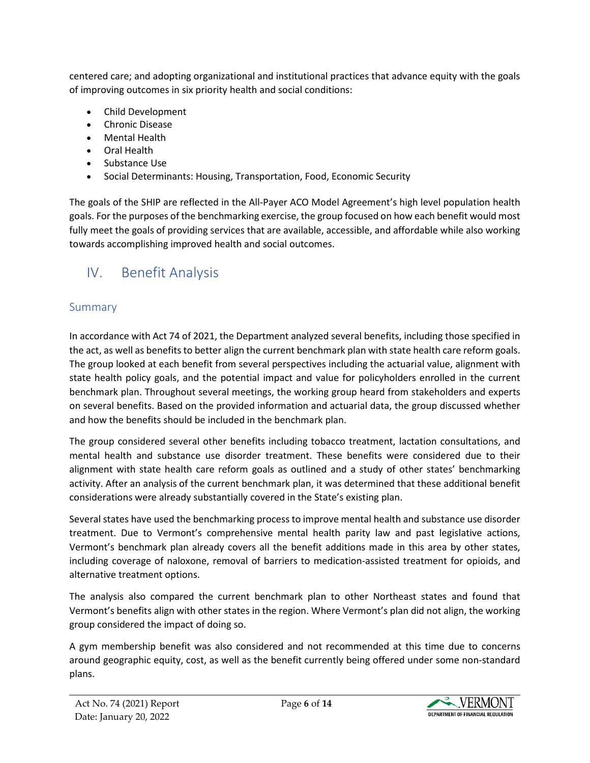centered care; and adopting organizational and institutional practices that advance equity with the goals of improving outcomes in six priority health and social conditions:

- Child Development
- Chronic Disease
- Mental Health
- Oral Health
- Substance Use
- Social Determinants: Housing, Transportation, Food, Economic Security

The goals of the SHIP are reflected in the All-Payer ACO Model Agreement's high level population health goals. For the purposes of the benchmarking exercise, the group focused on how each benefit would most fully meet the goals of providing services that are available, accessible, and affordable while also working towards accomplishing improved health and social outcomes.

## IV. Benefit Analysis

### Summary

In accordance with Act 74 of 2021, the Department analyzed several benefits, including those specified in the act, as well as benefits to better align the current benchmark plan with state health care reform goals. The group looked at each benefit from several perspectives including the actuarial value, alignment with state health policy goals, and the potential impact and value for policyholders enrolled in the current benchmark plan. Throughout several meetings, the working group heard from stakeholders and experts on several benefits. Based on the provided information and actuarial data, the group discussed whether and how the benefits should be included in the benchmark plan.

The group considered several other benefits including tobacco treatment, lactation consultations, and mental health and substance use disorder treatment. These benefits were considered due to their alignment with state health care reform goals as outlined and a study of other states' benchmarking activity. After an analysis of the current benchmark plan, it was determined that these additional benefit considerations were already substantially covered in the State's existing plan.

Several states have used the benchmarking process to improve mental health and substance use disorder treatment. Due to Vermont's comprehensive mental health parity law and past legislative actions, Vermont's benchmark plan already covers all the benefit additions made in this area by other states, including coverage of naloxone, removal of barriers to medication-assisted treatment for opioids, and alternative treatment options.

The analysis also compared the current benchmark plan to other Northeast states and found that Vermont's benefits align with other states in the region. Where Vermont's plan did not align, the working group considered the impact of doing so.

A gym membership benefit was also considered and not recommended at this time due to concerns around geographic equity, cost, as well as the benefit currently being offered under some non-standard plans.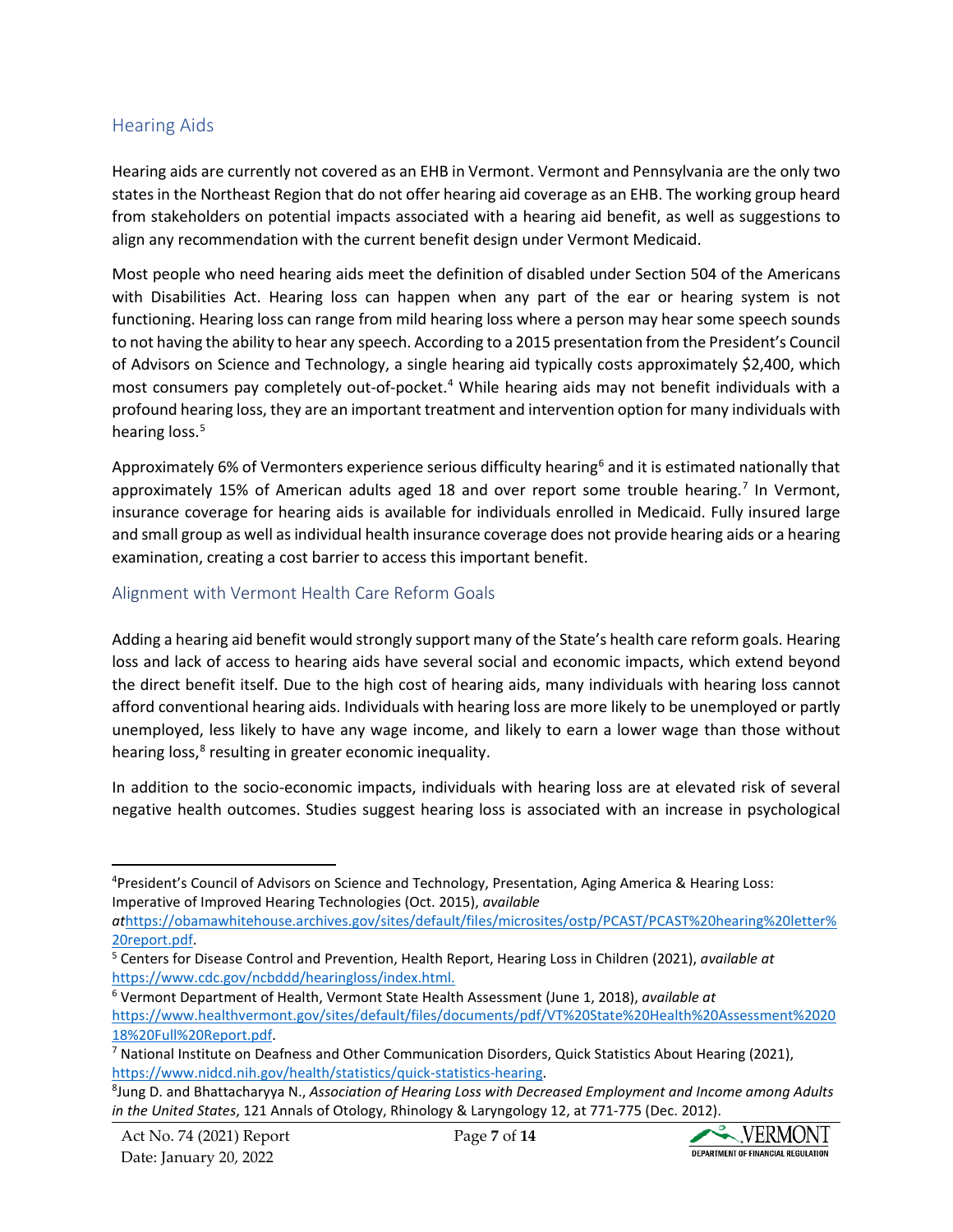## Hearing Aids

Hearing aids are currently not covered as an EHB in Vermont. Vermont and Pennsylvania are the only two states in the Northeast Region that do not offer hearing aid coverage as an EHB. The working group heard from stakeholders on potential impacts associated with a hearing aid benefit, as well as suggestions to align any recommendation with the current benefit design under Vermont Medicaid.

Most people who need hearing aids meet the definition of disabled under Section 504 of the Americans with Disabilities Act. Hearing loss can happen when any part of the ear or hearing system is not functioning. Hearing loss can range from mild hearing loss where a person may hear some speech sounds to not having the ability to hear any speech. According to a 2015 presentation from the President's Council of Advisors on Science and Technology, a single hearing aid typically costs approximately $2,400, which most consumers pay completely out-of-pocket.[4] While hearing aids may not benefit individuals with a profound hearing loss, they are an important treatment and intervention option for many individuals with hearing loss.[5]

Approximately 6% of Vermonters experience serious difficulty hearing[6] and it is estimated nationally that approximately 15% of American adults aged 18 and over report some trouble hearing.[7] In Vermont, insurance coverage for hearing aids is available for individuals enrolled in Medicaid. Fully insured large and small group as well as individual health insurance coverage does not provide hearing aids or a hearing examination, creating a cost barrier to access this important benefit.

### Alignment with Vermont Health Care Reform Goals

Adding a hearing aid benefit would strongly support many of the State's health care reform goals. Hearing loss and lack of access to hearing aids have several social and economic impacts, which extend beyond the direct benefit itself. Due to the high cost of hearing aids, many individuals with hearing loss cannot afford conventional hearing aids. Individuals with hearing loss are more likely to be unemployed or partly unemployed, less likely to have any wage income, and likely to earn a lower wage than those without hearing loss,[8] resulting in greater economic inequality.

In addition to the socio-economic impacts, individuals with hearing loss are at elevated risk of several negative health outcomes. Studies suggest hearing loss is associated with an increase in psychological

---

[4] President's Council of Advisors on Science and Technology, Presentation, Aging America & Hearing Loss: Imperative of Improved Hearing Technologies (Oct. 2015), *available at*https://obamawhitehouse.archives.gov/sites/default/files/microsites/ostp/PCAST/PCAST%20hearing%20letter%20report.pdf.

[5] Centers for Disease Control and Prevention, Health Report, Hearing Loss in Children (2021), *available at* https://www.cdc.gov/ncbddd/hearingloss/index.html.

[6] Vermont Department of Health, Vermont State Health Assessment (June 1, 2018), *available at* https://www.healthvermont.gov/sites/default/files/documents/pdf/VT%20State%20Health%20Assessment%202018%20Full%20Report.pdf.

[7] National Institute on Deafness and Other Communication Disorders, Quick Statistics About Hearing (2021), https://www.nidcd.nih.gov/health/statistics/quick-statistics-hearing.

[8] Jung D. and Bhattacharyya N., *Association of Hearing Loss with Decreased Employment and Income among Adults in the United States*, 121 Annals of Otology, Rhinology & Laryngology 12, at 771-775 (Dec. 2012).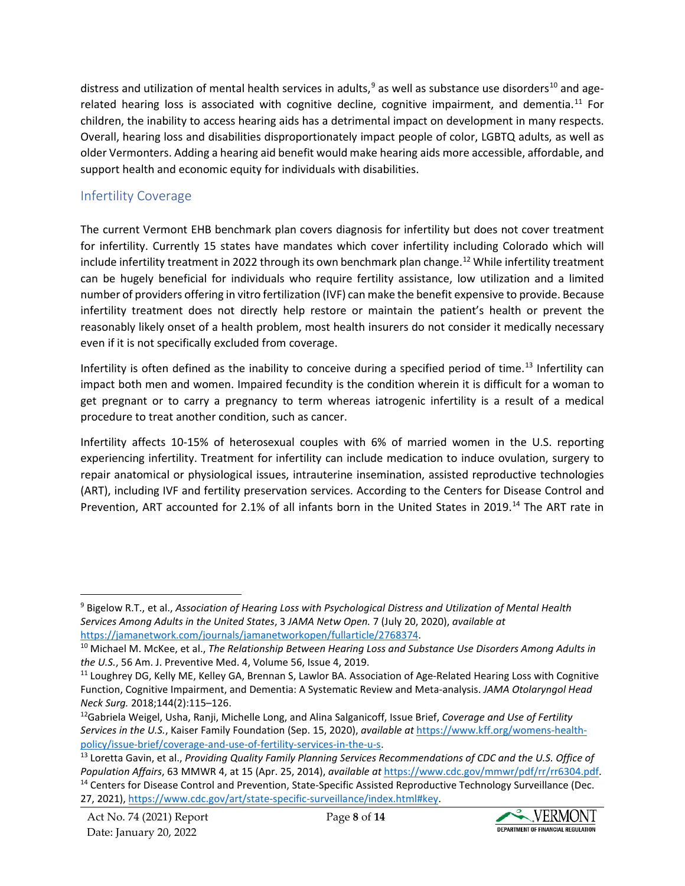distress and utilization of mental health services in adults,[9] as well as substance use disorders[10] and age-related hearing loss is associated with cognitive decline, cognitive impairment, and dementia.[11] For children, the inability to access hearing aids has a detrimental impact on development in many respects. Overall, hearing loss and disabilities disproportionately impact people of color, LGBTQ adults, as well as older Vermonters. Adding a hearing aid benefit would make hearing aids more accessible, affordable, and support health and economic equity for individuals with disabilities.

## Infertility Coverage

The current Vermont EHB benchmark plan covers diagnosis for infertility but does not cover treatment for infertility. Currently 15 states have mandates which cover infertility including Colorado which will include infertility treatment in 2022 through its own benchmark plan change.[12] While infertility treatment can be hugely beneficial for individuals who require fertility assistance, low utilization and a limited number of providers offering in vitro fertilization (IVF) can make the benefit expensive to provide. Because infertility treatment does not directly help restore or maintain the patient's health or prevent the reasonably likely onset of a health problem, most health insurers do not consider it medically necessary even if it is not specifically excluded from coverage.

Infertility is often defined as the inability to conceive during a specified period of time.[13] Infertility can impact both men and women. Impaired fecundity is the condition wherein it is difficult for a woman to get pregnant or to carry a pregnancy to term whereas iatrogenic infertility is a result of a medical procedure to treat another condition, such as cancer.

Infertility affects 10-15% of heterosexual couples with 6% of married women in the U.S. reporting experiencing infertility. Treatment for infertility can include medication to induce ovulation, surgery to repair anatomical or physiological issues, intrauterine insemination, assisted reproductive technologies (ART), including IVF and fertility preservation services. According to the Centers for Disease Control and Prevention, ART accounted for 2.1% of all infants born in the United States in 2019.[14] The ART rate in

---

[9] Bigelow R.T., et al., *Association of Hearing Loss with Psychological Distress and Utilization of Mental Health Services Among Adults in the United States*, 3 *JAMA Netw Open.* 7 (July 20, 2020), *available at* https://jamanetwork.com/journals/jamanetworkopen/fullarticle/2768374.

[10] Michael M. McKee, et al., *The Relationship Between Hearing Loss and Substance Use Disorders Among Adults in the U.S.*, 56 Am. J. Preventive Med. 4, Volume 56, Issue 4, 2019.

[11] Loughrey DG, Kelly ME, Kelley GA, Brennan S, Lawlor BA. Association of Age-Related Hearing Loss with Cognitive Function, Cognitive Impairment, and Dementia: A Systematic Review and Meta-analysis. *JAMA Otolaryngol Head Neck Surg.* 2018;144(2):115–126.

[12] Gabriela Weigel, Usha, Ranji, Michelle Long, and Alina Salganicoff, Issue Brief, *Coverage and Use of Fertility Services in the U.S.*, Kaiser Family Foundation (Sep. 15, 2020), *available at* https://www.kff.org/womens-health-policy/issue-brief/coverage-and-use-of-fertility-services-in-the-u-s.

[13] Loretta Gavin, et al., *Providing Quality Family Planning Services Recommendations of CDC and the U.S. Office of Population Affairs*, 63 MMWR 4, at 15 (Apr. 25, 2014), *available at* https://www.cdc.gov/mmwr/pdf/rr/rr6304.pdf.

[14] Centers for Disease Control and Prevention, State-Specific Assisted Reproductive Technology Surveillance (Dec. 27, 2021), https://www.cdc.gov/art/state-specific-surveillance/index.html#key.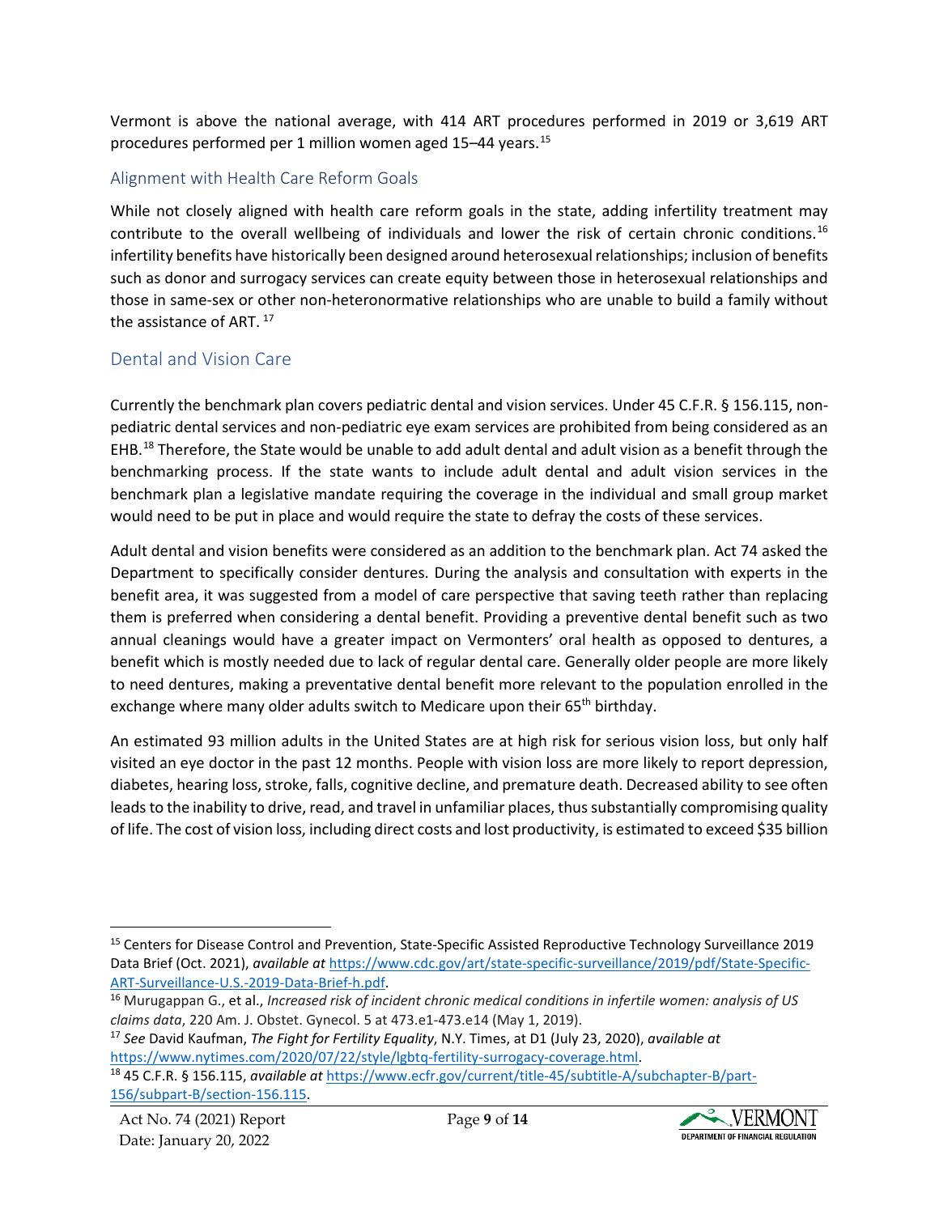Vermont is above the national average, with 414 ART procedures performed in 2019 or 3,619 ART procedures performed per 1 million women aged 15–44 years.[15]

### Alignment with Health Care Reform Goals

While not closely aligned with health care reform goals in the state, adding infertility treatment may contribute to the overall wellbeing of individuals and lower the risk of certain chronic conditions.[16] infertility benefits have historically been designed around heterosexual relationships; inclusion of benefits such as donor and surrogacy services can create equity between those in heterosexual relationships and those in same-sex or other non-heteronormative relationships who are unable to build a family without the assistance of ART. [17]

## Dental and Vision Care

Currently the benchmark plan covers pediatric dental and vision services. Under 45 C.F.R. § 156.115, non-pediatric dental services and non-pediatric eye exam services are prohibited from being considered as an EHB.[18] Therefore, the State would be unable to add adult dental and adult vision as a benefit through the benchmarking process. If the state wants to include adult dental and adult vision services in the benchmark plan a legislative mandate requiring the coverage in the individual and small group market would need to be put in place and would require the state to defray the costs of these services.

Adult dental and vision benefits were considered as an addition to the benchmark plan. Act 74 asked the Department to specifically consider dentures. During the analysis and consultation with experts in the benefit area, it was suggested from a model of care perspective that saving teeth rather than replacing them is preferred when considering a dental benefit. Providing a preventive dental benefit such as two annual cleanings would have a greater impact on Vermonters' oral health as opposed to dentures, a benefit which is mostly needed due to lack of regular dental care. Generally older people are more likely to need dentures, making a preventative dental benefit more relevant to the population enrolled in the exchange where many older adults switch to Medicare upon their 65th birthday.

An estimated 93 million adults in the United States are at high risk for serious vision loss, but only half visited an eye doctor in the past 12 months. People with vision loss are more likely to report depression, diabetes, hearing loss, stroke, falls, cognitive decline, and premature death. Decreased ability to see often leads to the inability to drive, read, and travel in unfamiliar places, thus substantially compromising quality of life. The cost of vision loss, including direct costs and lost productivity, is estimated to exceed $35 billion

---

[15] Centers for Disease Control and Prevention, State-Specific Assisted Reproductive Technology Surveillance 2019 Data Brief (Oct. 2021), *available at* https://www.cdc.gov/art/state-specific-surveillance/2019/pdf/State-Specific-ART-Surveillance-U.S.-2019-Data-Brief-h.pdf.

[16] Murugappan G., et al., *Increased risk of incident chronic medical conditions in infertile women: analysis of US claims data*, 220 Am. J. Obstet. Gynecol. 5 at 473.e1-473.e14 (May 1, 2019).

[17] *See* David Kaufman, *The Fight for Fertility Equality*, N.Y. Times, at D1 (July 23, 2020), *available at* https://www.nytimes.com/2020/07/22/style/lgbtq-fertility-surrogacy-coverage.html.

[18] 45 C.F.R. § 156.115, *available at* https://www.ecfr.gov/current/title-45/subtitle-A/subchapter-B/part-156/subpart-B/section-156.115.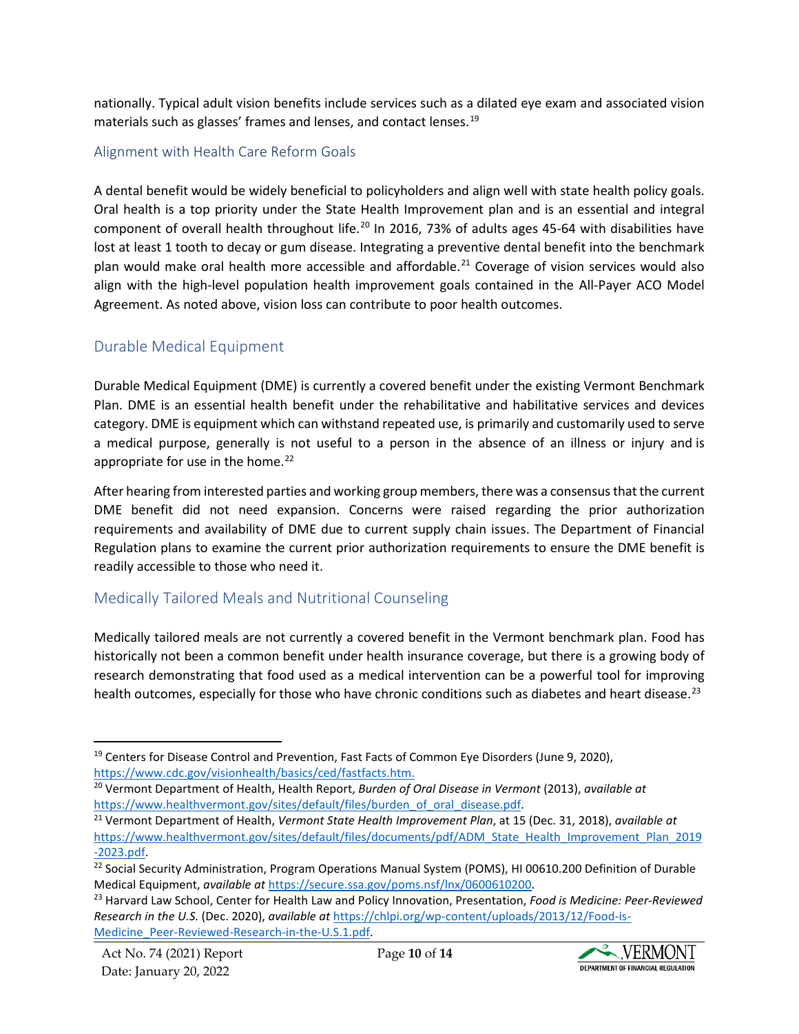nationally. Typical adult vision benefits include services such as a dilated eye exam and associated vision materials such as glasses' frames and lenses, and contact lenses.[19]

### Alignment with Health Care Reform Goals

A dental benefit would be widely beneficial to policyholders and align well with state health policy goals. Oral health is a top priority under the State Health Improvement plan and is an essential and integral component of overall health throughout life.[20] In 2016, 73% of adults ages 45-64 with disabilities have lost at least 1 tooth to decay or gum disease. Integrating a preventive dental benefit into the benchmark plan would make oral health more accessible and affordable.[21] Coverage of vision services would also align with the high-level population health improvement goals contained in the All-Payer ACO Model Agreement. As noted above, vision loss can contribute to poor health outcomes.

## Durable Medical Equipment

Durable Medical Equipment (DME) is currently a covered benefit under the existing Vermont Benchmark Plan. DME is an essential health benefit under the rehabilitative and habilitative services and devices category. DME is equipment which can withstand repeated use, is primarily and customarily used to serve a medical purpose, generally is not useful to a person in the absence of an illness or injury and is appropriate for use in the home.[22]

After hearing from interested parties and working group members, there was a consensus that the current DME benefit did not need expansion. Concerns were raised regarding the prior authorization requirements and availability of DME due to current supply chain issues. The Department of Financial Regulation plans to examine the current prior authorization requirements to ensure the DME benefit is readily accessible to those who need it.

## Medically Tailored Meals and Nutritional Counseling

Medically tailored meals are not currently a covered benefit in the Vermont benchmark plan. Food has historically not been a common benefit under health insurance coverage, but there is a growing body of research demonstrating that food used as a medical intervention can be a powerful tool for improving health outcomes, especially for those who have chronic conditions such as diabetes and heart disease.[23]

---

[19] Centers for Disease Control and Prevention, Fast Facts of Common Eye Disorders (June 9, 2020), https://www.cdc.gov/visionhealth/basics/ced/fastfacts.htm.

[20] Vermont Department of Health, Health Report, *Burden of Oral Disease in Vermont* (2013), *available at* https://www.healthvermont.gov/sites/default/files/burden_of_oral_disease.pdf.

[21] Vermont Department of Health, *Vermont State Health Improvement Plan*, at 15 (Dec. 31, 2018), *available at* https://www.healthvermont.gov/sites/default/files/documents/pdf/ADM_State_Health_Improvement_Plan_2019-2023.pdf.

[22] Social Security Administration, Program Operations Manual System (POMS), HI 00610.200 Definition of Durable Medical Equipment, *available at* https://secure.ssa.gov/poms.nsf/lnx/0600610200.

[23] Harvard Law School, Center for Health Law and Policy Innovation, Presentation, *Food is Medicine: Peer-Reviewed Research in the U.S.* (Dec. 2020), *available at* https://chlpi.org/wp-content/uploads/2013/12/Food-is-Medicine_Peer-Reviewed-Research-in-the-U.S.1.pdf.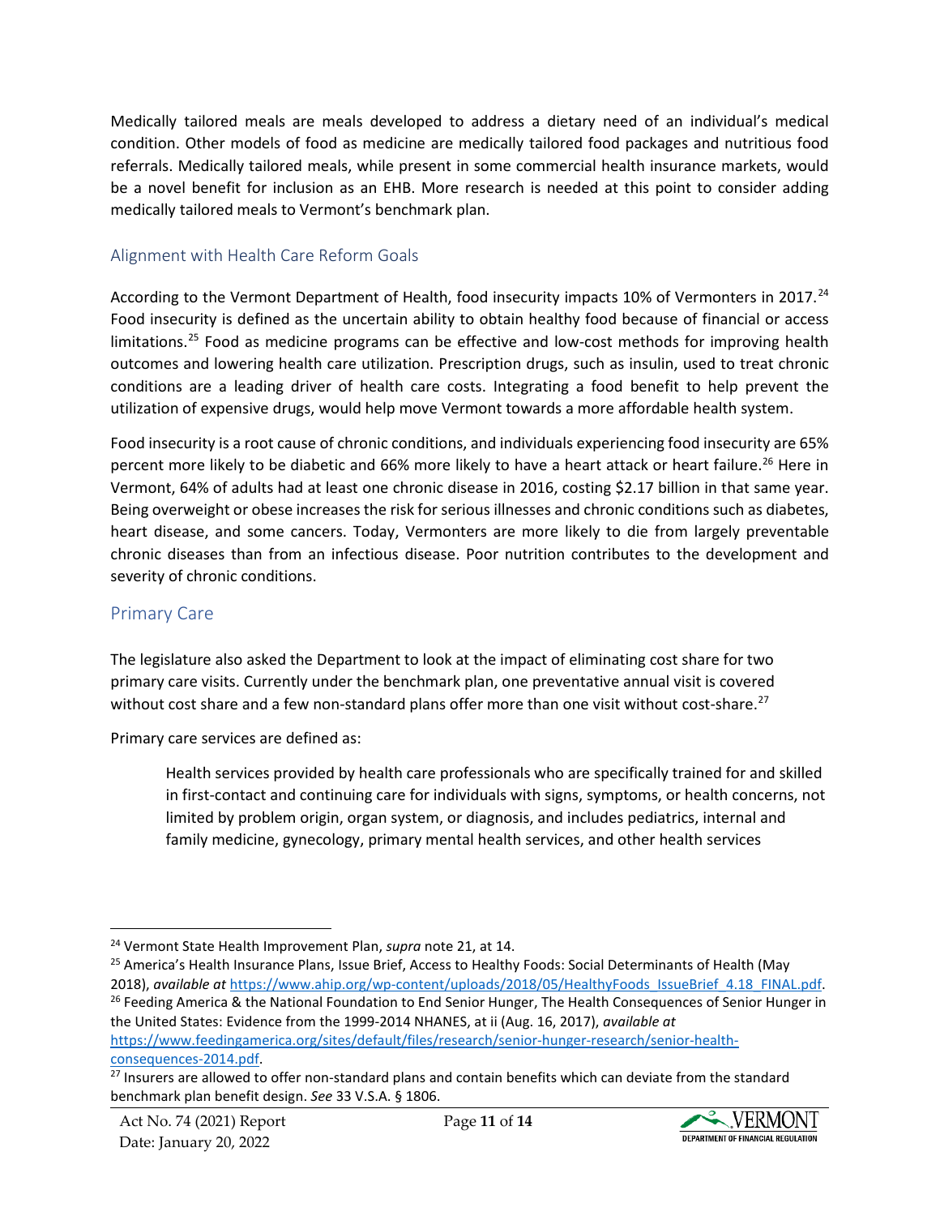Medically tailored meals are meals developed to address a dietary need of an individual's medical condition. Other models of food as medicine are medically tailored food packages and nutritious food referrals. Medically tailored meals, while present in some commercial health insurance markets, would be a novel benefit for inclusion as an EHB. More research is needed at this point to consider adding medically tailored meals to Vermont's benchmark plan.

### Alignment with Health Care Reform Goals

According to the Vermont Department of Health, food insecurity impacts 10% of Vermonters in 2017.[24] Food insecurity is defined as the uncertain ability to obtain healthy food because of financial or access limitations.[25] Food as medicine programs can be effective and low-cost methods for improving health outcomes and lowering health care utilization. Prescription drugs, such as insulin, used to treat chronic conditions are a leading driver of health care costs. Integrating a food benefit to help prevent the utilization of expensive drugs, would help move Vermont towards a more affordable health system.

Food insecurity is a root cause of chronic conditions, and individuals experiencing food insecurity are 65% percent more likely to be diabetic and 66% more likely to have a heart attack or heart failure.[26] Here in Vermont, 64% of adults had at least one chronic disease in 2016, costing $2.17 billion in that same year. Being overweight or obese increases the risk for serious illnesses and chronic conditions such as diabetes, heart disease, and some cancers. Today, Vermonters are more likely to die from largely preventable chronic diseases than from an infectious disease. Poor nutrition contributes to the development and severity of chronic conditions.

## Primary Care

The legislature also asked the Department to look at the impact of eliminating cost share for two primary care visits. Currently under the benchmark plan, one preventative annual visit is covered without cost share and a few non-standard plans offer more than one visit without cost-share.[27]

Primary care services are defined as:

> Health services provided by health care professionals who are specifically trained for and skilled in first-contact and continuing care for individuals with signs, symptoms, or health concerns, not limited by problem origin, organ system, or diagnosis, and includes pediatrics, internal and family medicine, gynecology, primary mental health services, and other health services

---

[24] Vermont State Health Improvement Plan, *supra* note 21, at 14.

[25] America's Health Insurance Plans, Issue Brief, Access to Healthy Foods: Social Determinants of Health (May 2018), *available at* https://www.ahip.org/wp-content/uploads/2018/05/HealthyFoods_IssueBrief_4.18_FINAL.pdf.

[26] Feeding America & the National Foundation to End Senior Hunger, The Health Consequences of Senior Hunger in the United States: Evidence from the 1999-2014 NHANES, at ii (Aug. 16, 2017), *available at* https://www.feedingamerica.org/sites/default/files/research/senior-hunger-research/senior-health-consequences-2014.pdf.

[27] Insurers are allowed to offer non-standard plans and contain benefits which can deviate from the standard benchmark plan benefit design. *See* 33 V.S.A. § 1806.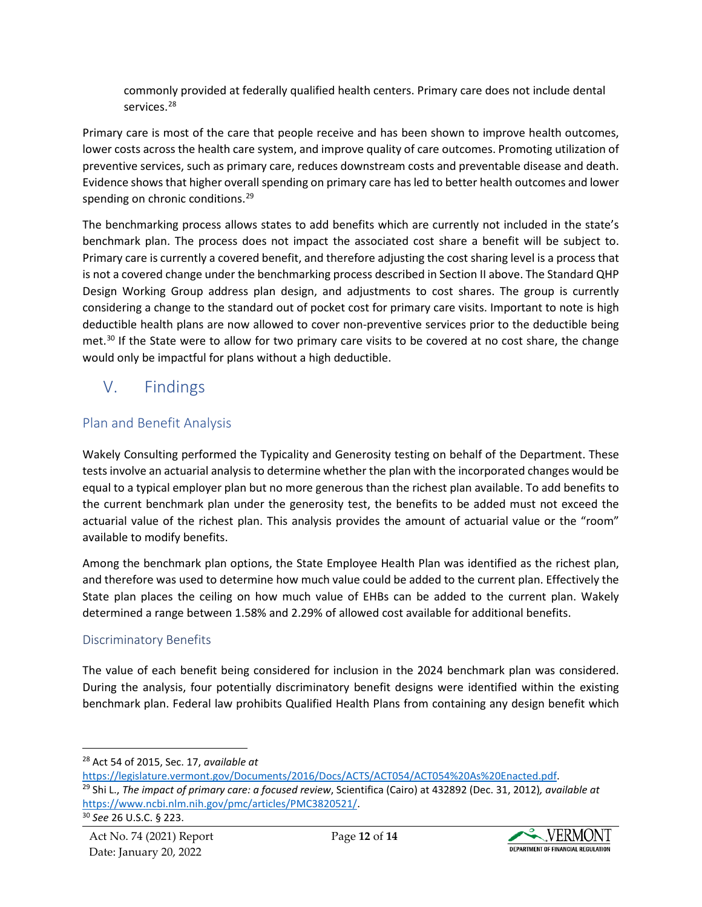commonly provided at federally qualified health centers. Primary care does not include dental services.[28]

Primary care is most of the care that people receive and has been shown to improve health outcomes, lower costs across the health care system, and improve quality of care outcomes. Promoting utilization of preventive services, such as primary care, reduces downstream costs and preventable disease and death. Evidence shows that higher overall spending on primary care has led to better health outcomes and lower spending on chronic conditions.[29]

The benchmarking process allows states to add benefits which are currently not included in the state's benchmark plan. The process does not impact the associated cost share a benefit will be subject to. Primary care is currently a covered benefit, and therefore adjusting the cost sharing level is a process that is not a covered change under the benchmarking process described in Section II above. The Standard QHP Design Working Group address plan design, and adjustments to cost shares. The group is currently considering a change to the standard out of pocket cost for primary care visits. Important to note is high deductible health plans are now allowed to cover non-preventive services prior to the deductible being met.[30] If the State were to allow for two primary care visits to be covered at no cost share, the change would only be impactful for plans without a high deductible.

## V. Findings

### Plan and Benefit Analysis

Wakely Consulting performed the Typicality and Generosity testing on behalf of the Department. These tests involve an actuarial analysis to determine whether the plan with the incorporated changes would be equal to a typical employer plan but no more generous than the richest plan available. To add benefits to the current benchmark plan under the generosity test, the benefits to be added must not exceed the actuarial value of the richest plan. This analysis provides the amount of actuarial value or the "room" available to modify benefits.

Among the benchmark plan options, the State Employee Health Plan was identified as the richest plan, and therefore was used to determine how much value could be added to the current plan. Effectively the State plan places the ceiling on how much value of EHBs can be added to the current plan. Wakely determined a range between 1.58% and 2.29% of allowed cost available for additional benefits.

### Discriminatory Benefits

The value of each benefit being considered for inclusion in the 2024 benchmark plan was considered. During the analysis, four potentially discriminatory benefit designs were identified within the existing benchmark plan. Federal law prohibits Qualified Health Plans from containing any design benefit which

---

[28] Act 54 of 2015, Sec. 17, *available at* https://legislature.vermont.gov/Documents/2016/Docs/ACTS/ACT054/ACT054%20As%20Enacted.pdf.

[29] Shi L., *The impact of primary care: a focused review*, Scientifica (Cairo) at 432892 (Dec. 31, 2012), *available at* https://www.ncbi.nlm.nih.gov/pmc/articles/PMC3820521/.

[30] *See* 26 U.S.C. § 223.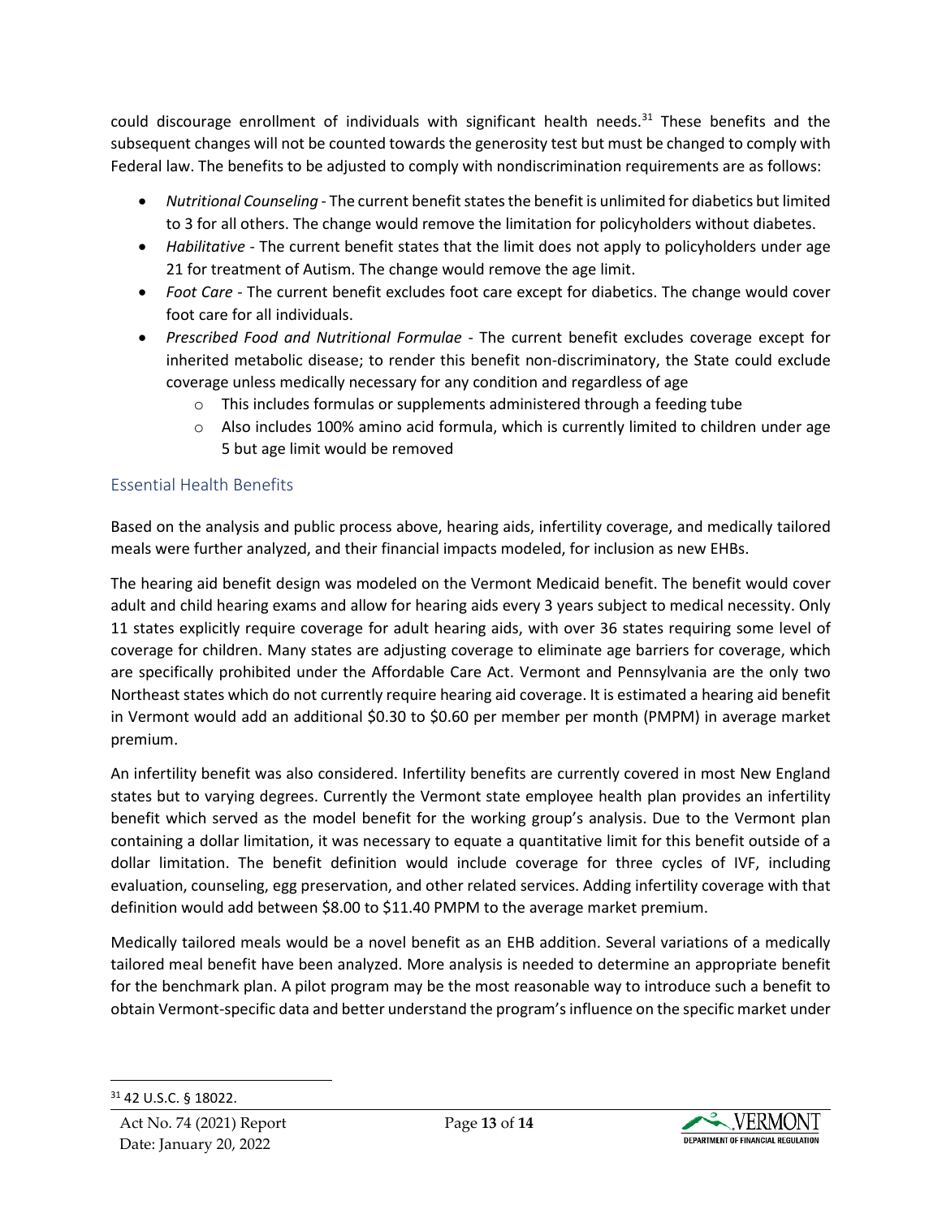could discourage enrollment of individuals with significant health needs.[31] These benefits and the subsequent changes will not be counted towards the generosity test but must be changed to comply with Federal law. The benefits to be adjusted to comply with nondiscrimination requirements are as follows:

- *Nutritional Counseling* - The current benefit states the benefit is unlimited for diabetics but limited to 3 for all others. The change would remove the limitation for policyholders without diabetes.
- *Habilitative* - The current benefit states that the limit does not apply to policyholders under age 21 for treatment of Autism. The change would remove the age limit.
- *Foot Care* - The current benefit excludes foot care except for diabetics. The change would cover foot care for all individuals.
- *Prescribed Food and Nutritional Formulae* - The current benefit excludes coverage except for inherited metabolic disease; to render this benefit non-discriminatory, the State could exclude coverage unless medically necessary for any condition and regardless of age
  - This includes formulas or supplements administered through a feeding tube
  - Also includes 100% amino acid formula, which is currently limited to children under age 5 but age limit would be removed

## Essential Health Benefits

Based on the analysis and public process above, hearing aids, infertility coverage, and medically tailored meals were further analyzed, and their financial impacts modeled, for inclusion as new EHBs.

The hearing aid benefit design was modeled on the Vermont Medicaid benefit. The benefit would cover adult and child hearing exams and allow for hearing aids every 3 years subject to medical necessity. Only 11 states explicitly require coverage for adult hearing aids, with over 36 states requiring some level of coverage for children. Many states are adjusting coverage to eliminate age barriers for coverage, which are specifically prohibited under the Affordable Care Act. Vermont and Pennsylvania are the only two Northeast states which do not currently require hearing aid coverage. It is estimated a hearing aid benefit in Vermont would add an additional $0.30 to $0.60 per member per month (PMPM) in average market premium.

An infertility benefit was also considered. Infertility benefits are currently covered in most New England states but to varying degrees. Currently the Vermont state employee health plan provides an infertility benefit which served as the model benefit for the working group's analysis. Due to the Vermont plan containing a dollar limitation, it was necessary to equate a quantitative limit for this benefit outside of a dollar limitation. The benefit definition would include coverage for three cycles of IVF, including evaluation, counseling, egg preservation, and other related services. Adding infertility coverage with that definition would add between $8.00 to $11.40 PMPM to the average market premium.

Medically tailored meals would be a novel benefit as an EHB addition. Several variations of a medically tailored meal benefit have been analyzed. More analysis is needed to determine an appropriate benefit for the benchmark plan. A pilot program may be the most reasonable way to introduce such a benefit to obtain Vermont-specific data and better understand the program's influence on the specific market under

[31] 42 U.S.C. § 18022.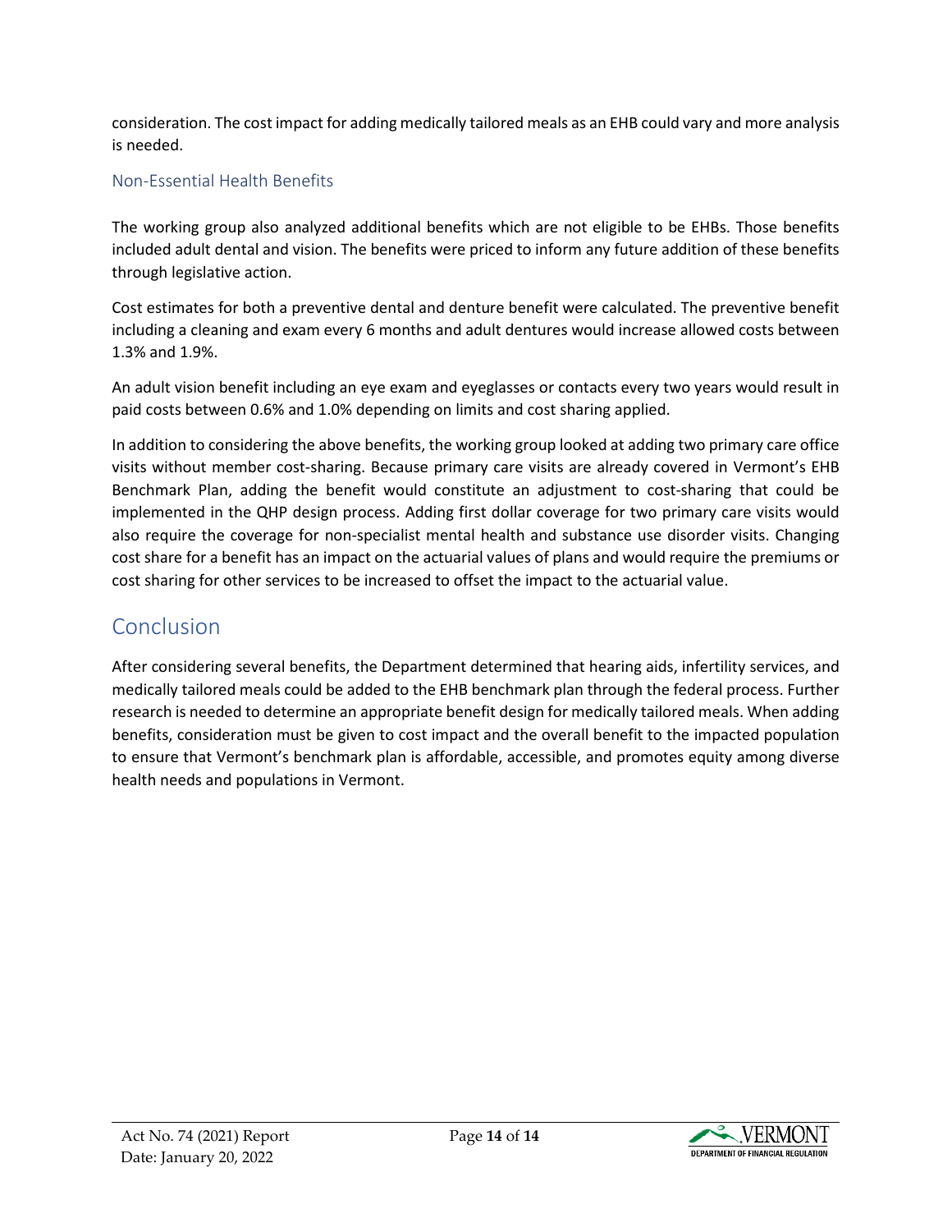consideration. The cost impact for adding medically tailored meals as an EHB could vary and more analysis is needed.

### Non-Essential Health Benefits

The working group also analyzed additional benefits which are not eligible to be EHBs. Those benefits included adult dental and vision. The benefits were priced to inform any future addition of these benefits through legislative action.

Cost estimates for both a preventive dental and denture benefit were calculated. The preventive benefit including a cleaning and exam every 6 months and adult dentures would increase allowed costs between 1.3% and 1.9%.

An adult vision benefit including an eye exam and eyeglasses or contacts every two years would result in paid costs between 0.6% and 1.0% depending on limits and cost sharing applied.

In addition to considering the above benefits, the working group looked at adding two primary care office visits without member cost-sharing. Because primary care visits are already covered in Vermont's EHB Benchmark Plan, adding the benefit would constitute an adjustment to cost-sharing that could be implemented in the QHP design process. Adding first dollar coverage for two primary care visits would also require the coverage for non-specialist mental health and substance use disorder visits. Changing cost share for a benefit has an impact on the actuarial values of plans and would require the premiums or cost sharing for other services to be increased to offset the impact to the actuarial value.

## Conclusion

After considering several benefits, the Department determined that hearing aids, infertility services, and medically tailored meals could be added to the EHB benchmark plan through the federal process. Further research is needed to determine an appropriate benefit design for medically tailored meals. When adding benefits, consideration must be given to cost impact and the overall benefit to the impacted population to ensure that Vermont's benchmark plan is affordable, accessible, and promotes equity among diverse health needs and populations in Vermont.